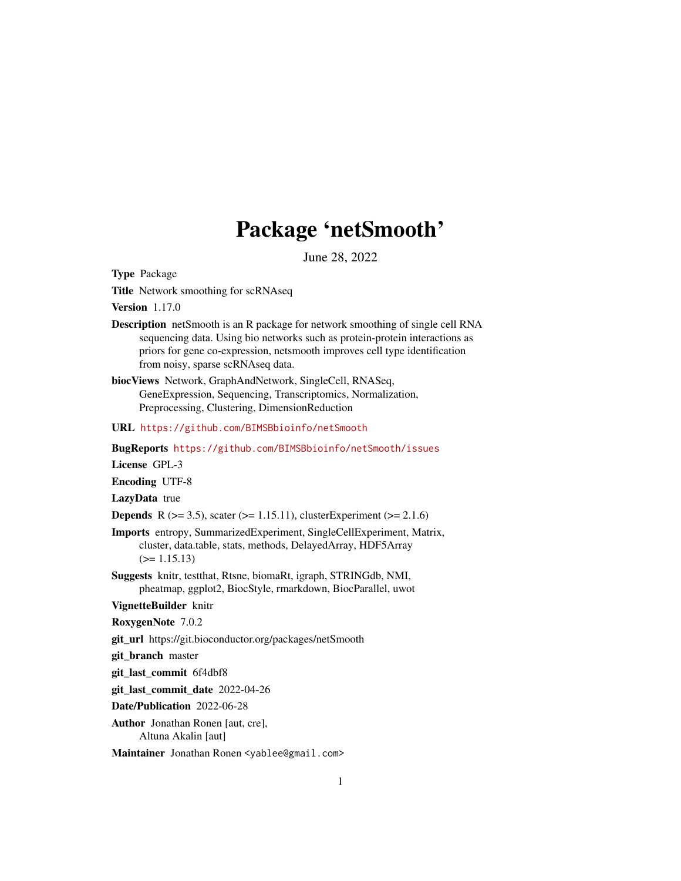# Package 'netSmooth'

June 28, 2022

**Type** Package

**Title** Network smoothing for scRNAseq

**Version** 1.17.0

**Description** netSmooth is an R package for network smoothing of single cell RNA sequencing data. Using bio networks such as protein-protein interactions as priors for gene co-expression, netsmooth improves cell type identification from noisy, sparse scRNAseq data.

**biocViews** Network, GraphAndNetwork, SingleCell, RNASeq, GeneExpression, Sequencing, Transcriptomics, Normalization, Preprocessing, Clustering, DimensionReduction

**URL** https://github.com/BIMSBbioinfo/netSmooth

**BugReports** https://github.com/BIMSBbioinfo/netSmooth/issues

**License** GPL-3

**Encoding** UTF-8

**LazyData** true

**Depends** R (>= 3.5), scater (>= 1.15.11), clusterExperiment (>= 2.1.6)

**Imports** entropy, SummarizedExperiment, SingleCellExperiment, Matrix, cluster, data.table, stats, methods, DelayedArray, HDF5Array (>= 1.15.13)

**Suggests** knitr, testthat, Rtsne, biomaRt, igraph, STRINGdb, NMI, pheatmap, ggplot2, BiocStyle, rmarkdown, BiocParallel, uwot

**VignetteBuilder** knitr

**RoxygenNote** 7.0.2

**git_url** https://git.bioconductor.org/packages/netSmooth

**git_branch** master

**git_last_commit** 6f4dbf8

**git_last_commit_date** 2022-04-26

**Date/Publication** 2022-06-28

**Author** Jonathan Ronen [aut, cre], Altuna Akalin [aut]

**Maintainer** Jonathan Ronen <yablee@gmail.com>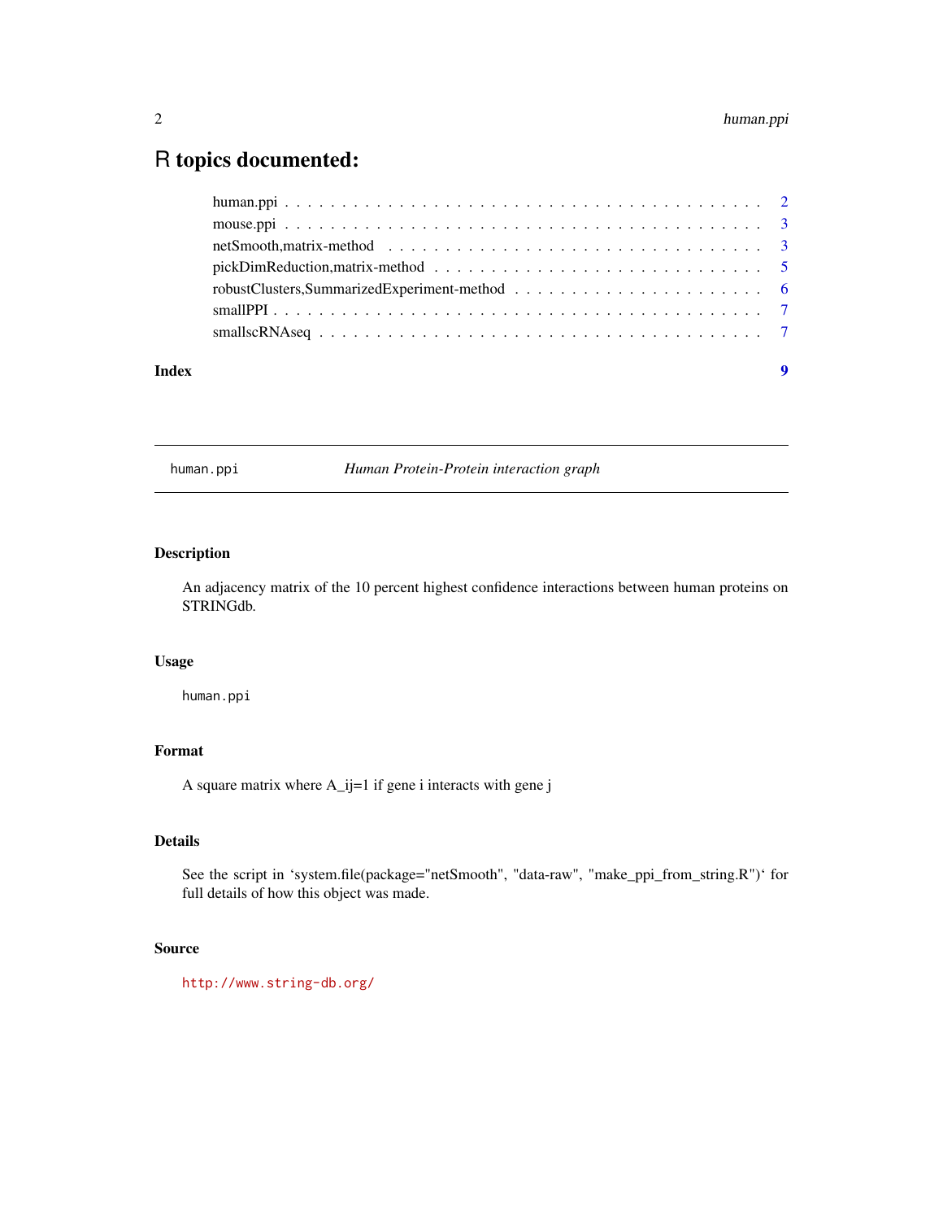# R topics documented:

human.ppi . . . . . . . . . . . . . . . . . . . . . . . . . . . . . . . . . . . . . . . . . . 2
mouse.ppi . . . . . . . . . . . . . . . . . . . . . . . . . . . . . . . . . . . . . . . . . . 3
netSmooth,matrix-method . . . . . . . . . . . . . . . . . . . . . . . . . . . . . . . . 3
pickDimReduction,matrix-method . . . . . . . . . . . . . . . . . . . . . . . . . . . . 5
robustClusters,SummarizedExperiment-method . . . . . . . . . . . . . . . . . . . . . 6
smallPPI . . . . . . . . . . . . . . . . . . . . . . . . . . . . . . . . . . . . . . . . . . 7
smallscRNAseq . . . . . . . . . . . . . . . . . . . . . . . . . . . . . . . . . . . . . . 7

**Index** **9**

---

`human.ppi` *Human Protein-Protein interaction graph*

---

## Description

An adjacency matrix of the 10 percent highest confidence interactions between human proteins on STRINGdb.

## Usage

```
human.ppi
```

## Format

A square matrix where A_ij=1 if gene i interacts with gene j

## Details

See the script in ‘system.file(package="netSmooth", "data-raw", "make_ppi_from_string.R")‘ for full details of how this object was made.

## Source

http://www.string-db.org/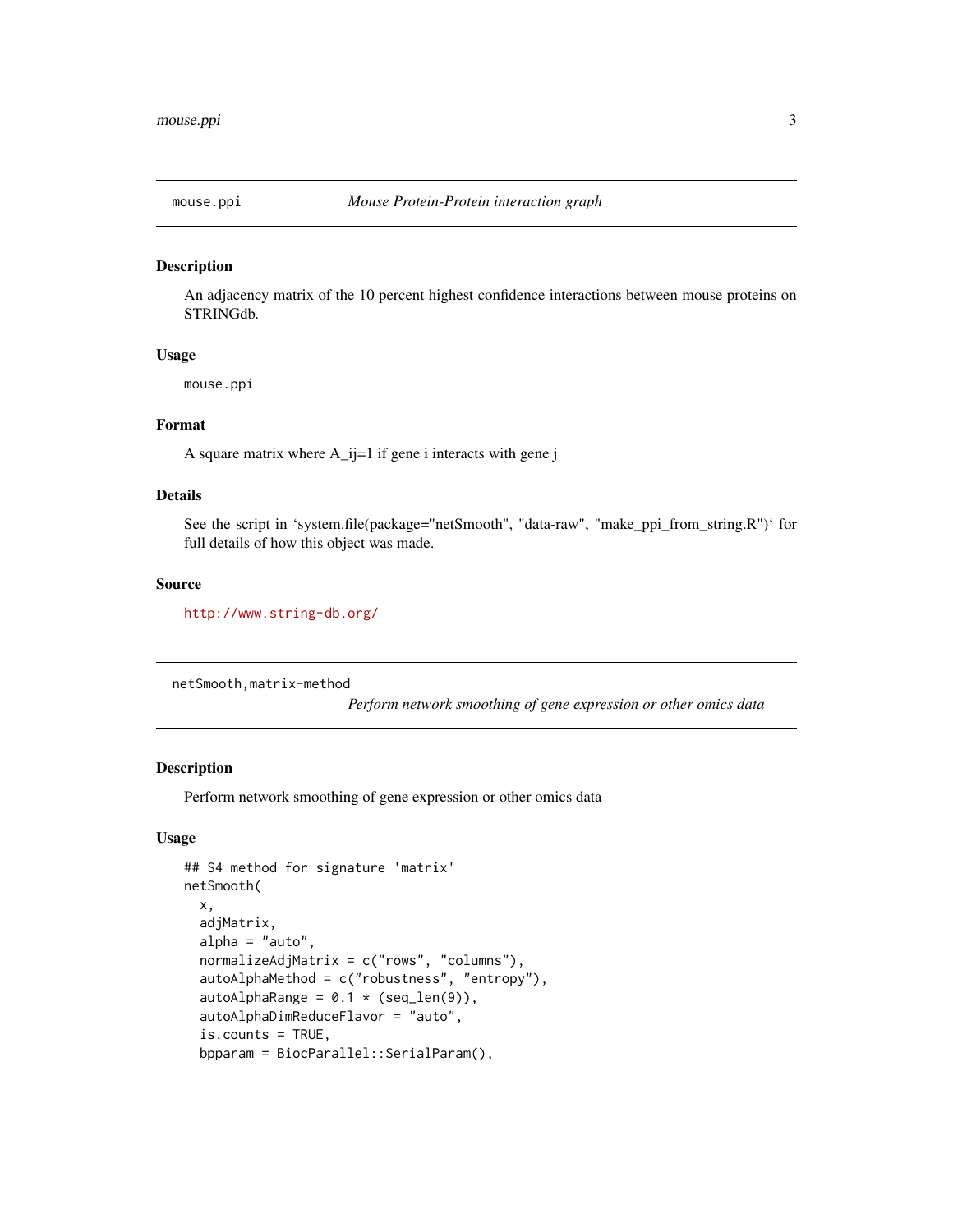## mouse.ppi — *Mouse Protein-Protein interaction graph*

### Description

An adjacency matrix of the 10 percent highest confidence interactions between mouse proteins on STRINGdb.

### Usage

```
mouse.ppi
```

### Format

A square matrix where A_ij=1 if gene i interacts with gene j

### Details

See the script in 'system.file(package="netSmooth", "data-raw", "make_ppi_from_string.R")' for full details of how this object was made.

### Source

http://www.string-db.org/

## netSmooth,matrix-method — *Perform network smoothing of gene expression or other omics data*

### Description

Perform network smoothing of gene expression or other omics data

### Usage

```
## S4 method for signature 'matrix'
netSmooth(
  x,
  adjMatrix,
  alpha = "auto",
  normalizeAdjMatrix = c("rows", "columns"),
  autoAlphaMethod = c("robustness", "entropy"),
  autoAlphaRange = 0.1 * (seq_len(9)),
  autoAlphaDimReduceFlavor = "auto",
  is.counts = TRUE,
  bpparam = BiocParallel::SerialParam(),
```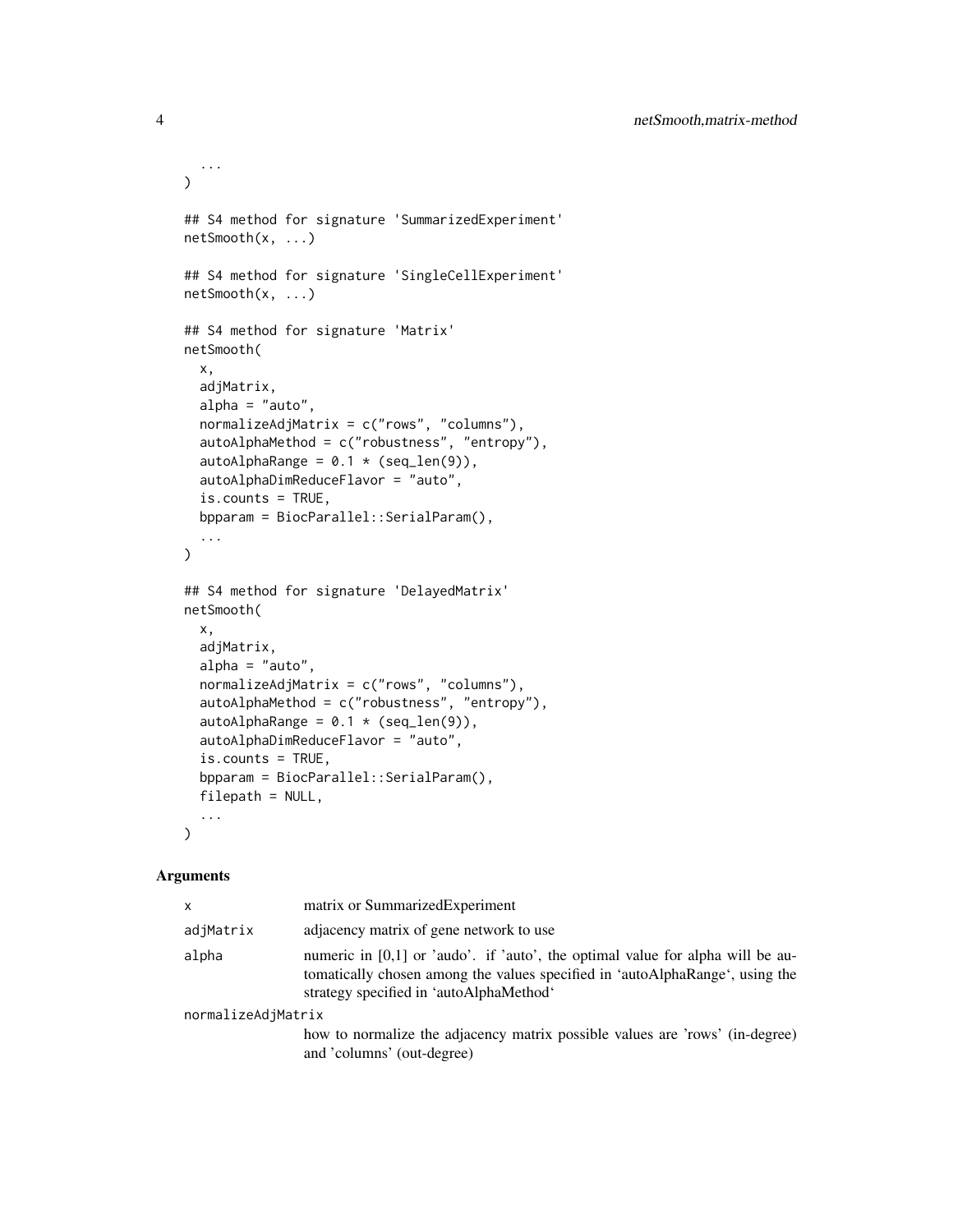```
  ...
)

## S4 method for signature 'SummarizedExperiment'
netSmooth(x, ...)

## S4 method for signature 'SingleCellExperiment'
netSmooth(x, ...)

## S4 method for signature 'Matrix'
netSmooth(
  x,
  adjMatrix,
  alpha = "auto",
  normalizeAdjMatrix = c("rows", "columns"),
  autoAlphaMethod = c("robustness", "entropy"),
  autoAlphaRange = 0.1 * (seq_len(9)),
  autoAlphaDimReduceFlavor = "auto",
  is.counts = TRUE,
  bpparam = BiocParallel::SerialParam(),
  ...
)

## S4 method for signature 'DelayedMatrix'
netSmooth(
  x,
  adjMatrix,
  alpha = "auto",
  normalizeAdjMatrix = c("rows", "columns"),
  autoAlphaMethod = c("robustness", "entropy"),
  autoAlphaRange = 0.1 * (seq_len(9)),
  autoAlphaDimReduceFlavor = "auto",
  is.counts = TRUE,
  bpparam = BiocParallel::SerialParam(),
  filepath = NULL,
  ...
)
```

## Arguments

| | |
|---|---|
| `x` | matrix or SummarizedExperiment |
| `adjMatrix` | adjacency matrix of gene network to use |
| `alpha` | numeric in [0,1] or 'audo'. if 'auto', the optimal value for alpha will be automatically chosen among the values specified in 'autoAlphaRange', using the strategy specified in 'autoAlphaMethod' |
| `normalizeAdjMatrix` | how to normalize the adjacency matrix possible values are 'rows' (in-degree) and 'columns' (out-degree) |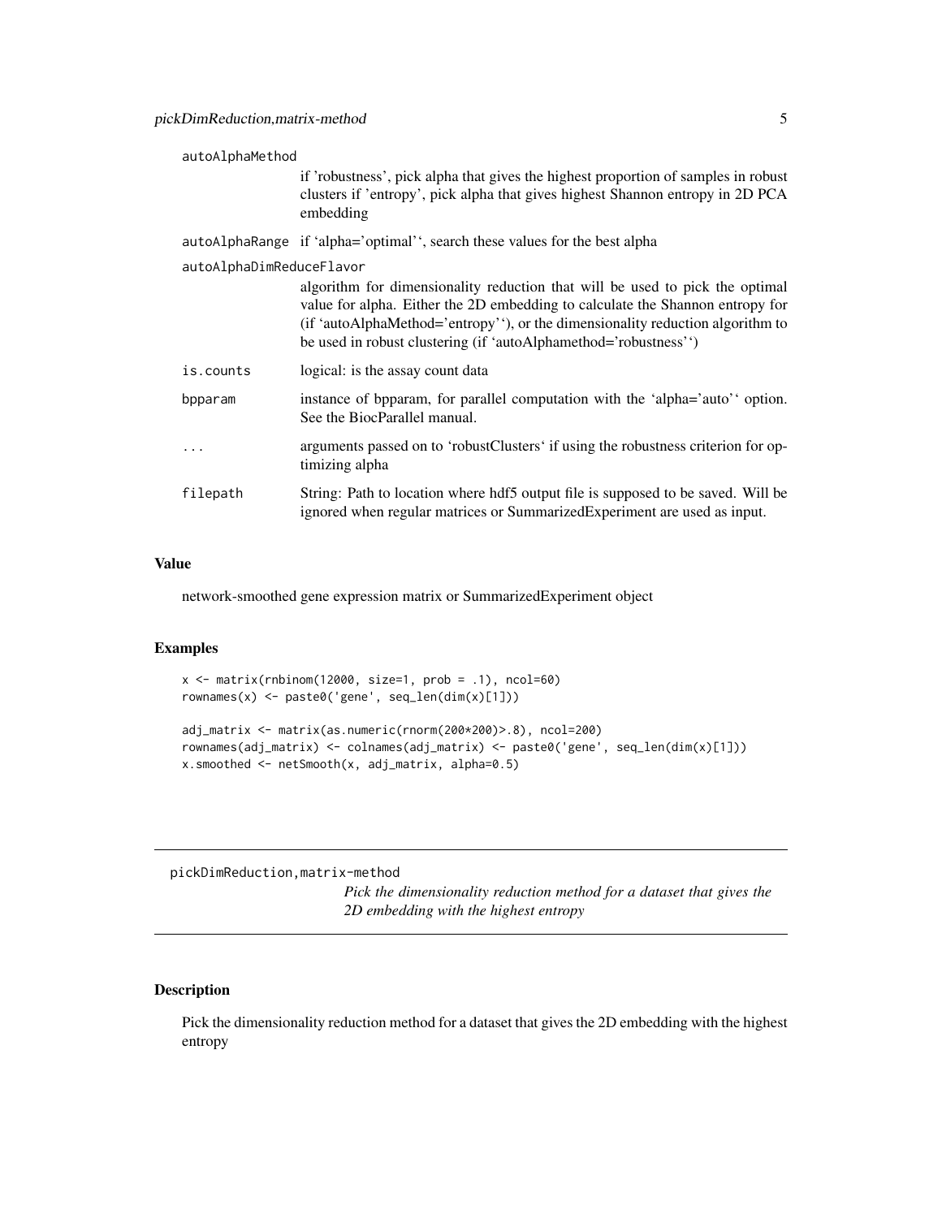autoAlphaMethod
: if 'robustness', pick alpha that gives the highest proportion of samples in robust clusters if 'entropy', pick alpha that gives highest Shannon entropy in 2D PCA embedding

autoAlphaRange
: if 'alpha='optimal'', search these values for the best alpha

autoAlphaDimReduceFlavor
: algorithm for dimensionality reduction that will be used to pick the optimal value for alpha. Either the 2D embedding to calculate the Shannon entropy for (if 'autoAlphaMethod='entropy''), or the dimensionality reduction algorithm to be used in robust clustering (if 'autoAlphamethod='robustness'')

is.counts
: logical: is the assay count data

bpparam
: instance of bpparam, for parallel computation with the 'alpha='auto'' option. See the BiocParallel manual.

...
: arguments passed on to 'robustClusters' if using the robustness criterion for optimizing alpha

filepath
: String: Path to location where hdf5 output file is supposed to be saved. Will be ignored when regular matrices or SummarizedExperiment are used as input.

### Value

network-smoothed gene expression matrix or SummarizedExperiment object

### Examples

```
x <- matrix(rnbinom(12000, size=1, prob = .1), ncol=60)
rownames(x) <- paste0('gene', seq_len(dim(x)[1]))

adj_matrix <- matrix(as.numeric(rnorm(200*200)>.8), ncol=200)
rownames(adj_matrix) <- colnames(adj_matrix) <- paste0('gene', seq_len(dim(x)[1]))
x.smoothed <- netSmooth(x, adj_matrix, alpha=0.5)
```

---

## pickDimReduction,matrix-method

*Pick the dimensionality reduction method for a dataset that gives the 2D embedding with the highest entropy*

---

### Description

Pick the dimensionality reduction method for a dataset that gives the 2D embedding with the highest entropy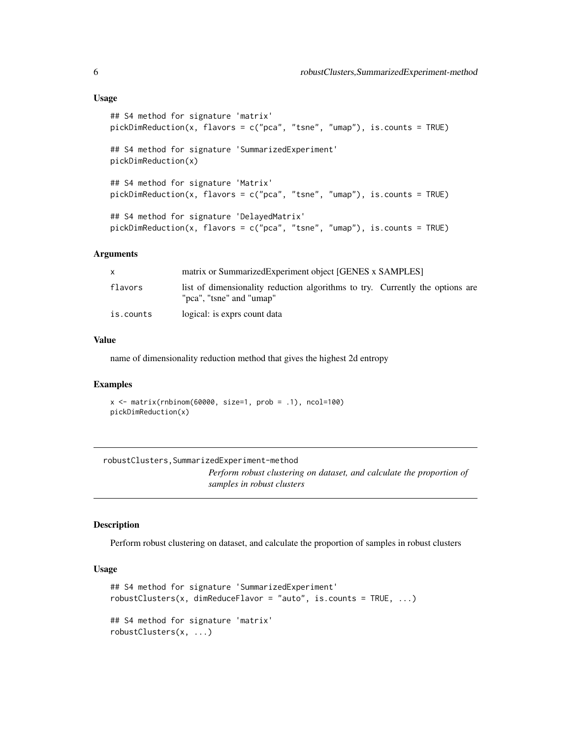### Usage

```
## S4 method for signature 'matrix'
pickDimReduction(x, flavors = c("pca", "tsne", "umap"), is.counts = TRUE)

## S4 method for signature 'SummarizedExperiment'
pickDimReduction(x)

## S4 method for signature 'Matrix'
pickDimReduction(x, flavors = c("pca", "tsne", "umap"), is.counts = TRUE)

## S4 method for signature 'DelayedMatrix'
pickDimReduction(x, flavors = c("pca", "tsne", "umap"), is.counts = TRUE)
```

### Arguments

| | |
|---|---|
| x | matrix or SummarizedExperiment object [GENES x SAMPLES] |
| flavors | list of dimensionality reduction algorithms to try. Currently the options are "pca", "tsne" and "umap" |
| is.counts | logical: is exprs count data |

### Value

name of dimensionality reduction method that gives the highest 2d entropy

### Examples

```
x <- matrix(rnbinom(60000, size=1, prob = .1), ncol=100)
pickDimReduction(x)
```

---

## robustClusters,SummarizedExperiment-method

*Perform robust clustering on dataset, and calculate the proportion of samples in robust clusters*

### Description

Perform robust clustering on dataset, and calculate the proportion of samples in robust clusters

### Usage

```
## S4 method for signature 'SummarizedExperiment'
robustClusters(x, dimReduceFlavor = "auto", is.counts = TRUE, ...)

## S4 method for signature 'matrix'
robustClusters(x, ...)
```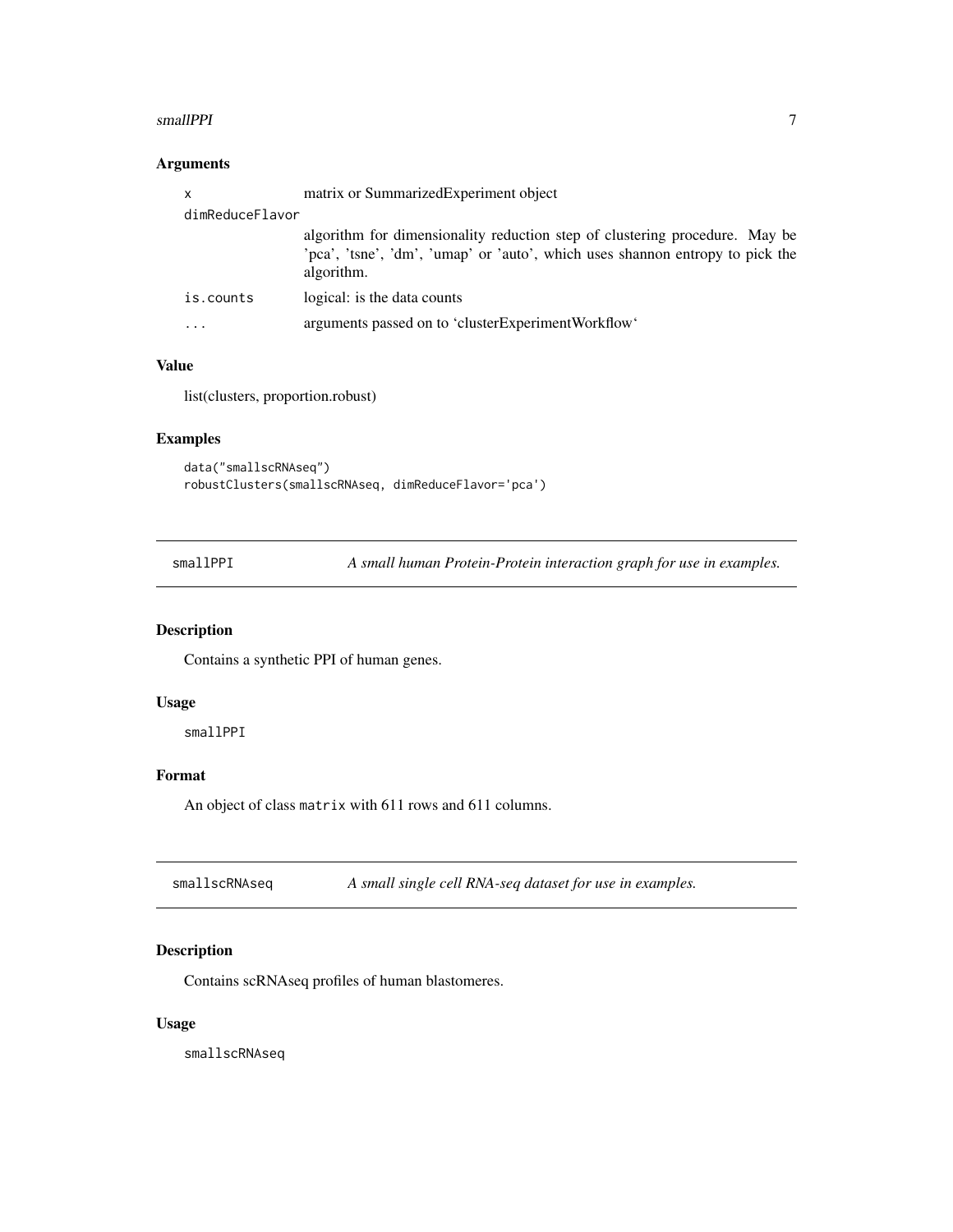### Arguments

| | |
|---|---|
| x | matrix or SummarizedExperiment object |
| dimReduceFlavor | algorithm for dimensionality reduction step of clustering procedure. May be 'pca', 'tsne', 'dm', 'umap' or 'auto', which uses shannon entropy to pick the algorithm. |
| is.counts | logical: is the data counts |
| ... | arguments passed on to 'clusterExperimentWorkflow' |

### Value

list(clusters, proportion.robust)

### Examples

```
data("smallscRNAseq")
robustClusters(smallscRNAseq, dimReduceFlavor='pca')
```

---

## smallPPI — *A small human Protein-Protein interaction graph for use in examples.*

### Description

Contains a synthetic PPI of human genes.

### Usage

```
smallPPI
```

### Format

An object of class `matrix` with 611 rows and 611 columns.

---

## smallscRNAseq — *A small single cell RNA-seq dataset for use in examples.*

### Description

Contains scRNAseq profiles of human blastomeres.

### Usage

```
smallscRNAseq
```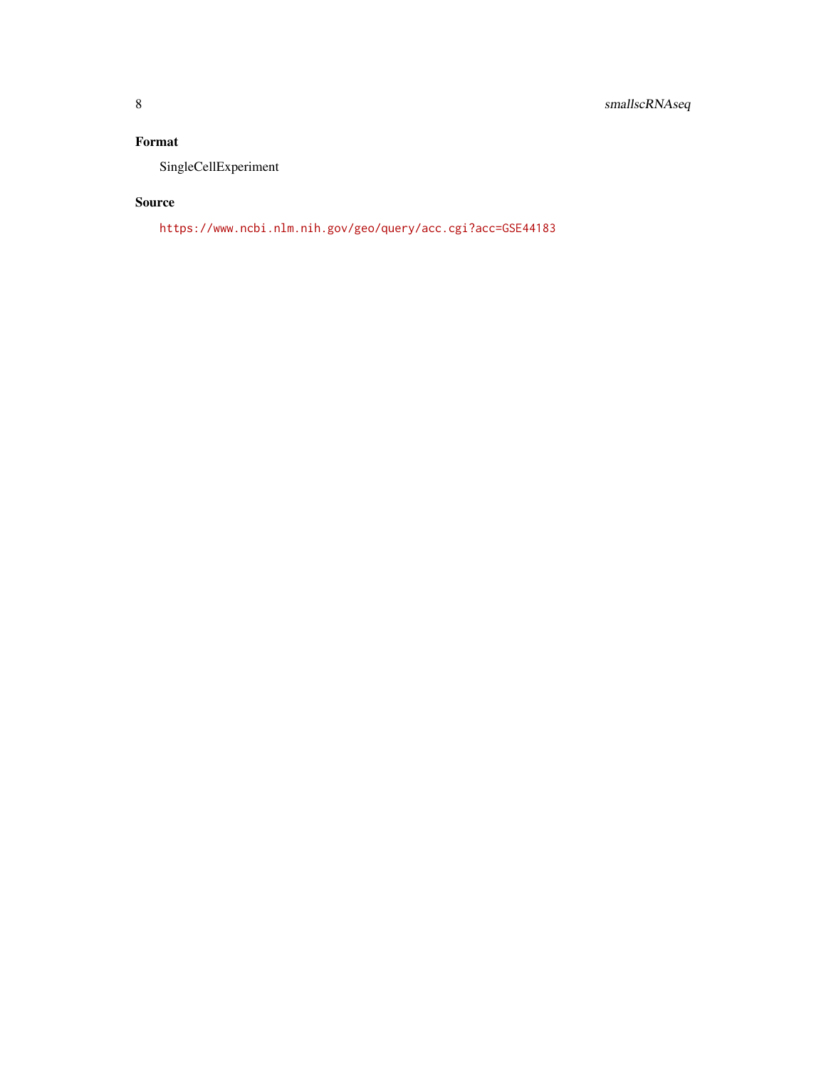## Format

SingleCellExperiment

## Source

https://www.ncbi.nlm.nih.gov/geo/query/acc.cgi?acc=GSE44183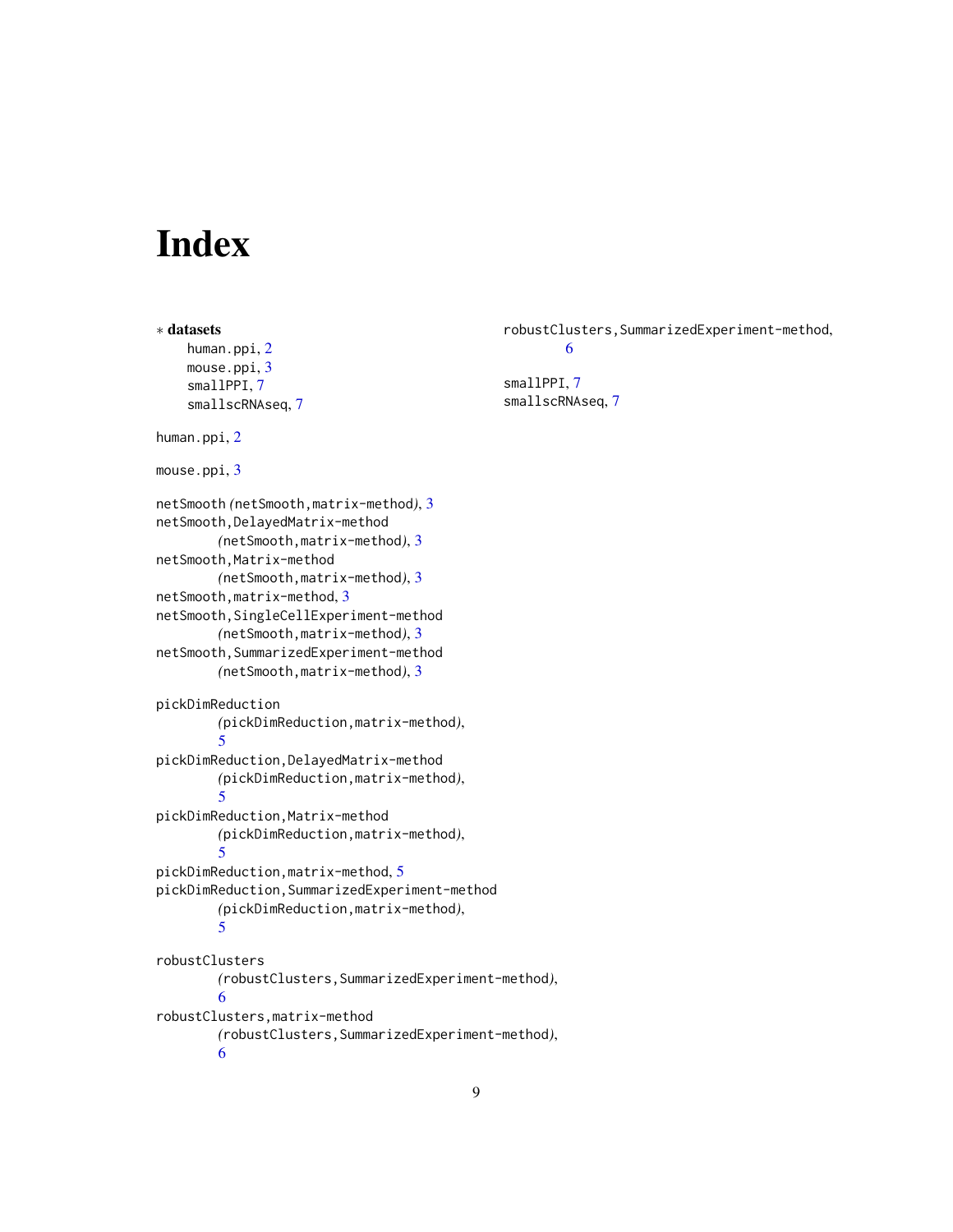# Index

∗ **datasets**

- human.ppi, 2
- mouse.ppi, 3
- smallPPI, 7
- smallscRNAseq, 7

human.ppi, 2

mouse.ppi, 3

netSmooth *(*netSmooth,matrix-method*)*, 3
netSmooth,DelayedMatrix-method *(*netSmooth,matrix-method*)*, 3
netSmooth,Matrix-method *(*netSmooth,matrix-method*)*, 3
netSmooth,matrix-method, 3
netSmooth,SingleCellExperiment-method *(*netSmooth,matrix-method*)*, 3
netSmooth,SummarizedExperiment-method *(*netSmooth,matrix-method*)*, 3

pickDimReduction *(*pickDimReduction,matrix-method*)*, 5
pickDimReduction,DelayedMatrix-method *(*pickDimReduction,matrix-method*)*, 5
pickDimReduction,Matrix-method *(*pickDimReduction,matrix-method*)*, 5
pickDimReduction,matrix-method, 5
pickDimReduction,SummarizedExperiment-method *(*pickDimReduction,matrix-method*)*, 5

robustClusters *(*robustClusters,SummarizedExperiment-method*)*, 6
robustClusters,matrix-method *(*robustClusters,SummarizedExperiment-method*)*, 6
robustClusters,SummarizedExperiment-method, 6

smallPPI, 7
smallscRNAseq, 7